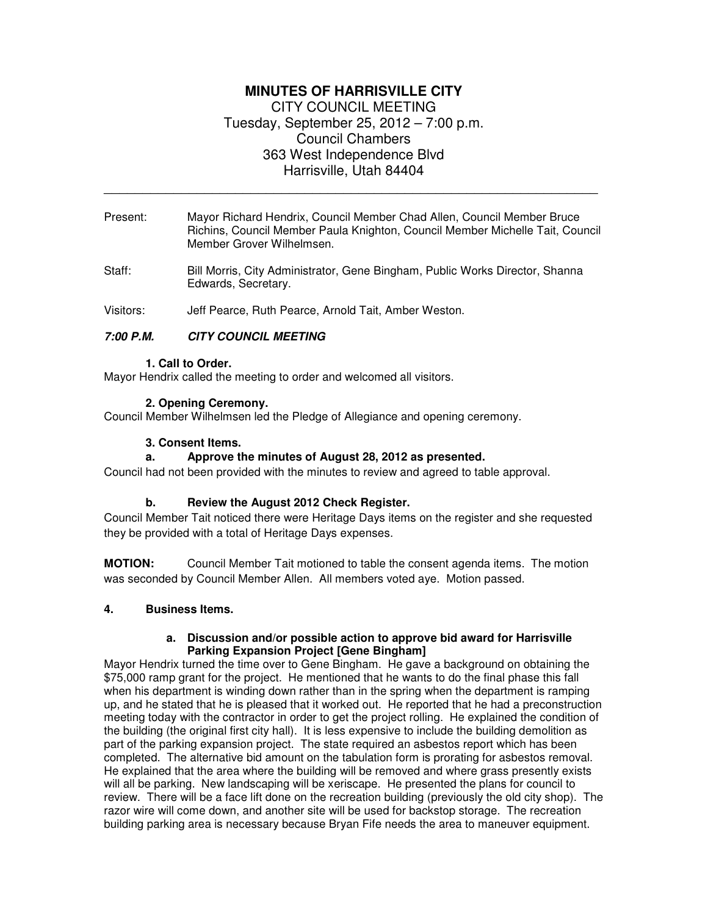# MINUTES OF HARRISVILLE CITY

CITY COUNCIL MEETING
Tuesday, September 25, 2012 – 7:00 p.m.
Council Chambers
363 West Independence Blvd
Harrisville, Utah 84404

---

Present: Mayor Richard Hendrix, Council Member Chad Allen, Council Member Bruce Richins, Council Member Paula Knighton, Council Member Michelle Tait, Council Member Grover Wilhelmsen.

Staff: Bill Morris, City Administrator, Gene Bingham, Public Works Director, Shanna Edwards, Secretary.

Visitors: Jeff Pearce, Ruth Pearce, Arnold Tait, Amber Weston.

***7:00 P.M. CITY COUNCIL MEETING***

**1. Call to Order.**

Mayor Hendrix called the meeting to order and welcomed all visitors.

**2. Opening Ceremony.**

Council Member Wilhelmsen led the Pledge of Allegiance and opening ceremony.

**3. Consent Items.**

**a. Approve the minutes of August 28, 2012 as presented.**

Council had not been provided with the minutes to review and agreed to table approval.

**b. Review the August 2012 Check Register.**

Council Member Tait noticed there were Heritage Days items on the register and she requested they be provided with a total of Heritage Days expenses.

**MOTION:** Council Member Tait motioned to table the consent agenda items. The motion was seconded by Council Member Allen. All members voted aye. Motion passed.

**4. Business Items.**

**a. Discussion and/or possible action to approve bid award for Harrisville Parking Expansion Project [Gene Bingham]**

Mayor Hendrix turned the time over to Gene Bingham. He gave a background on obtaining the $75,000 ramp grant for the project. He mentioned that he wants to do the final phase this fall when his department is winding down rather than in the spring when the department is ramping up, and he stated that he is pleased that it worked out. He reported that he had a preconstruction meeting today with the contractor in order to get the project rolling. He explained the condition of the building (the original first city hall). It is less expensive to include the building demolition as part of the parking expansion project. The state required an asbestos report which has been completed. The alternative bid amount on the tabulation form is prorating for asbestos removal. He explained that the area where the building will be removed and where grass presently exists will all be parking. New landscaping will be xeriscape. He presented the plans for council to review. There will be a face lift done on the recreation building (previously the old city shop). The razor wire will come down, and another site will be used for backstop storage. The recreation building parking area is necessary because Bryan Fife needs the area to maneuver equipment.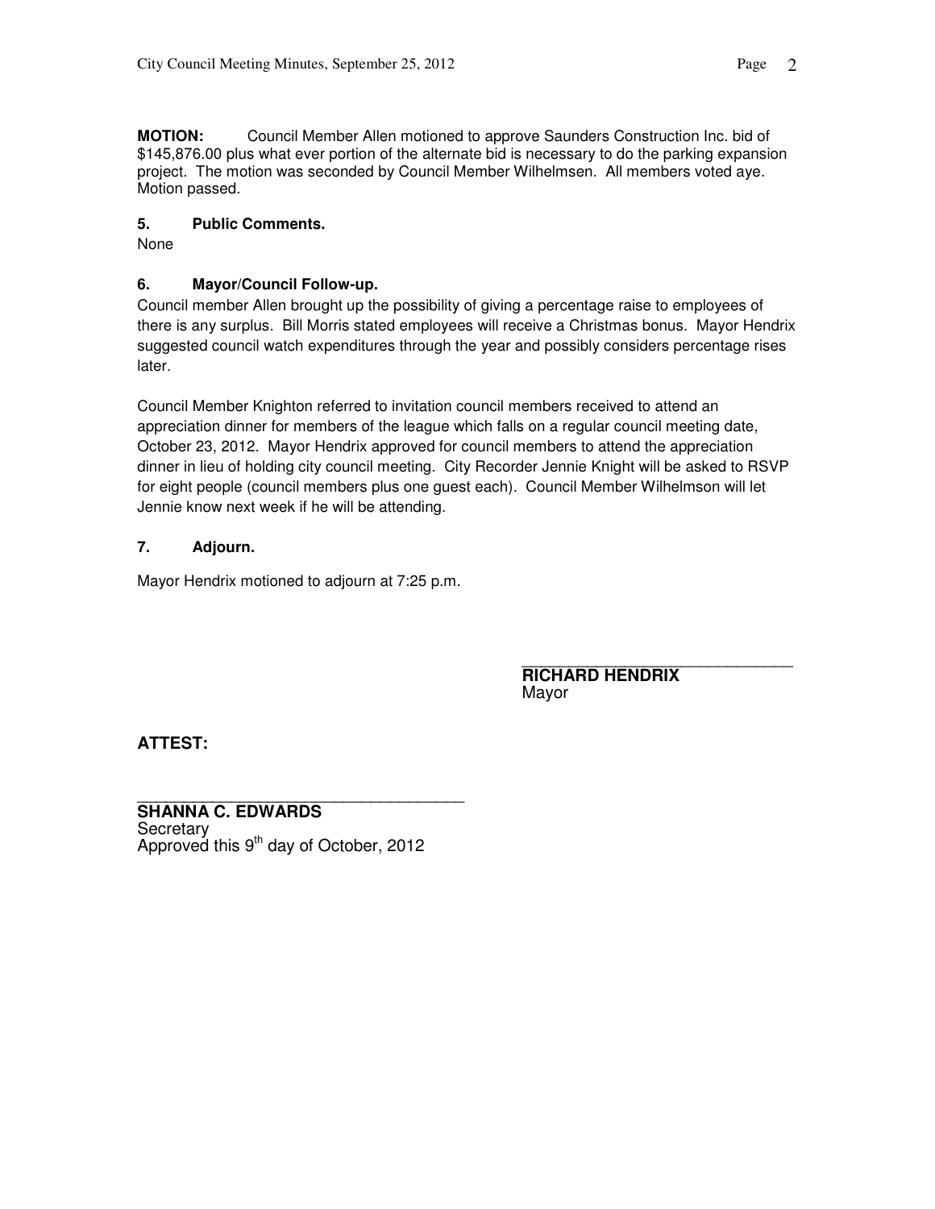**MOTION:** Council Member Allen motioned to approve Saunders Construction Inc. bid of $145,876.00 plus what ever portion of the alternate bid is necessary to do the parking expansion project. The motion was seconded by Council Member Wilhelmsen. All members voted aye. Motion passed.

### 5. Public Comments.

None

### 6. Mayor/Council Follow-up.

Council member Allen brought up the possibility of giving a percentage raise to employees of there is any surplus. Bill Morris stated employees will receive a Christmas bonus. Mayor Hendrix suggested council watch expenditures through the year and possibly considers percentage rises later.

Council Member Knighton referred to invitation council members received to attend an appreciation dinner for members of the league which falls on a regular council meeting date, October 23, 2012. Mayor Hendrix approved for council members to attend the appreciation dinner in lieu of holding city council meeting. City Recorder Jennie Knight will be asked to RSVP for eight people (council members plus one guest each). Council Member Wilhelmson will let Jennie know next week if he will be attending.

### 7. Adjourn.

Mayor Hendrix motioned to adjourn at 7:25 p.m.

\_\_\_\_\_\_\_\_\_\_\_\_\_\_\_\_\_\_\_\_\_\_\_\_\_\_\_\_\_\_
**RICHARD HENDRIX**
Mayor

**ATTEST:**

\_\_\_\_\_\_\_\_\_\_\_\_\_\_\_\_\_\_\_\_\_\_\_\_\_\_\_\_\_\_\_\_\_\_\_\_
**SHANNA C. EDWARDS**
Secretary
Approved this 9th day of October, 2012